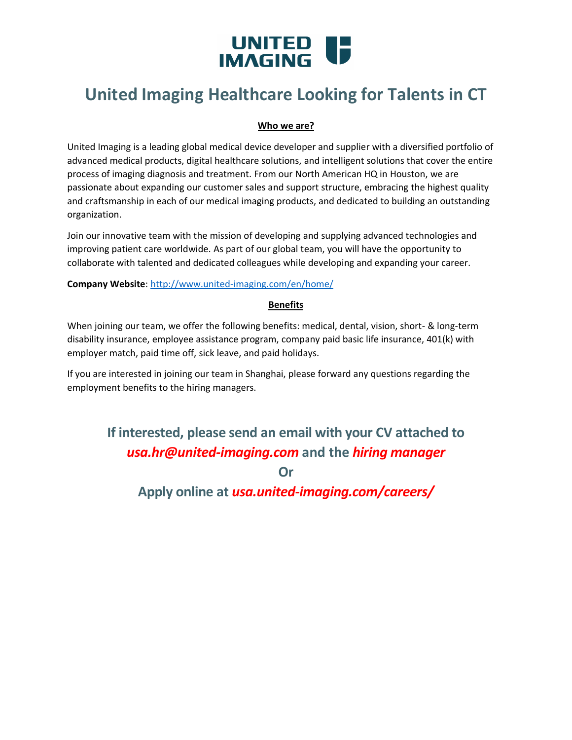UNITED IMAGING

# United Imaging Healthcare Looking for Talents in CT

**Who we are?**

United Imaging is a leading global medical device developer and supplier with a diversified portfolio of advanced medical products, digital healthcare solutions, and intelligent solutions that cover the entire process of imaging diagnosis and treatment. From our North American HQ in Houston, we are passionate about expanding our customer sales and support structure, embracing the highest quality and craftsmanship in each of our medical imaging products, and dedicated to building an outstanding organization.

Join our innovative team with the mission of developing and supplying advanced technologies and improving patient care worldwide. As part of our global team, you will have the opportunity to collaborate with talented and dedicated colleagues while developing and expanding your career.

**Company Website**: http://www.united-imaging.com/en/home/

**Benefits**

When joining our team, we offer the following benefits: medical, dental, vision, short- & long-term disability insurance, employee assistance program, company paid basic life insurance, 401(k) with employer match, paid time off, sick leave, and paid holidays.

If you are interested in joining our team in Shanghai, please forward any questions regarding the employment benefits to the hiring managers.

## If interested, please send an email with your CV attached to *usa.hr@united-imaging.com* and the *hiring manager*

## Or

## Apply online at *usa.united-imaging.com/careers/*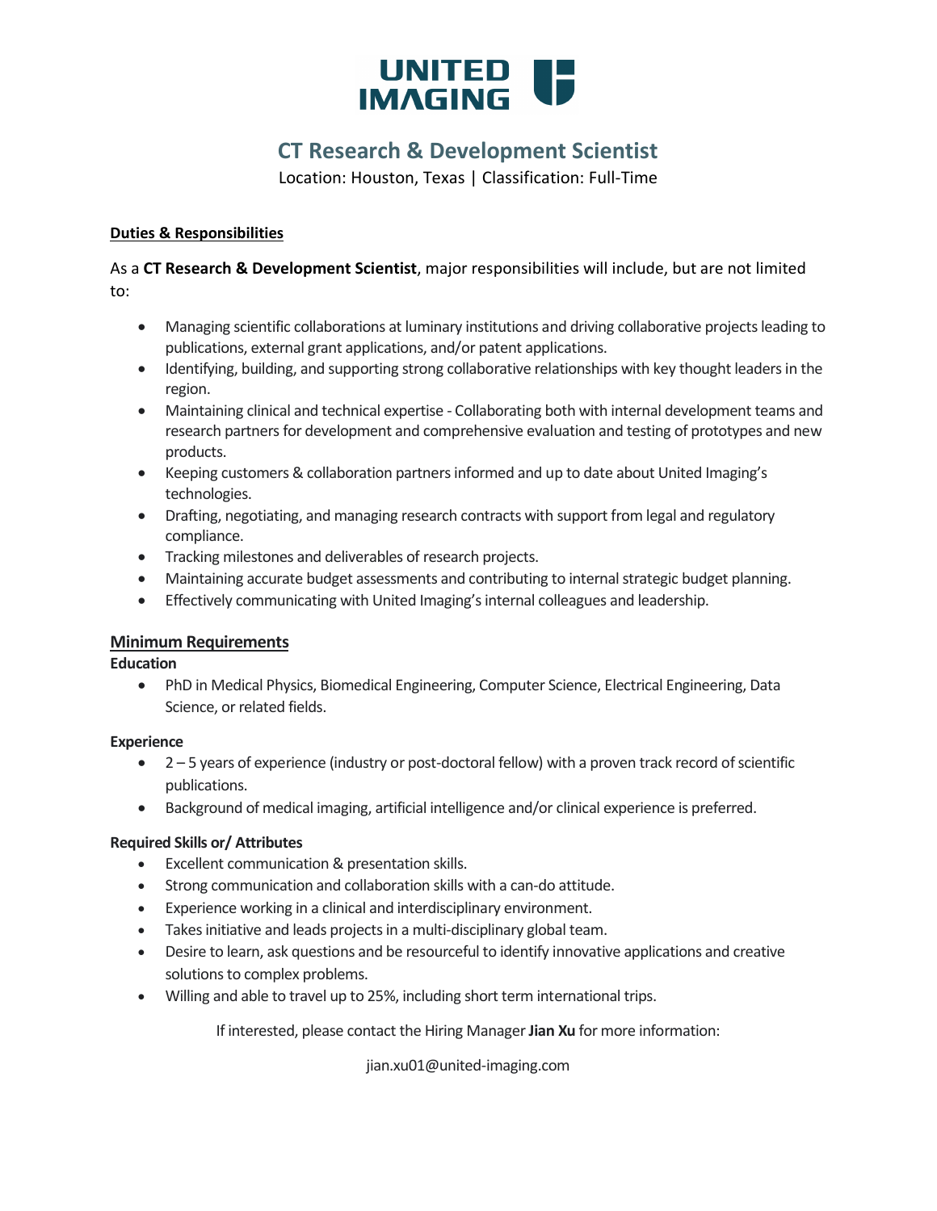# CT Research & Development Scientist

Location: Houston, Texas | Classification: Full-Time

## Duties & Responsibilities

As a **CT Research & Development Scientist**, major responsibilities will include, but are not limited to:

- Managing scientific collaborations at luminary institutions and driving collaborative projects leading to publications, external grant applications, and/or patent applications.
- Identifying, building, and supporting strong collaborative relationships with key thought leaders in the region.
- Maintaining clinical and technical expertise - Collaborating both with internal development teams and research partners for development and comprehensive evaluation and testing of prototypes and new products.
- Keeping customers & collaboration partners informed and up to date about United Imaging's technologies.
- Drafting, negotiating, and managing research contracts with support from legal and regulatory compliance.
- Tracking milestones and deliverables of research projects.
- Maintaining accurate budget assessments and contributing to internal strategic budget planning.
- Effectively communicating with United Imaging's internal colleagues and leadership.

## Minimum Requirements

**Education**

- PhD in Medical Physics, Biomedical Engineering, Computer Science, Electrical Engineering, Data Science, or related fields.

**Experience**

- 2 – 5 years of experience (industry or post-doctoral fellow) with a proven track record of scientific publications.
- Background of medical imaging, artificial intelligence and/or clinical experience is preferred.

**Required Skills or/ Attributes**

- Excellent communication & presentation skills.
- Strong communication and collaboration skills with a can-do attitude.
- Experience working in a clinical and interdisciplinary environment.
- Takes initiative and leads projects in a multi-disciplinary global team.
- Desire to learn, ask questions and be resourceful to identify innovative applications and creative solutions to complex problems.
- Willing and able to travel up to 25%, including short term international trips.

If interested, please contact the Hiring Manager **Jian Xu** for more information:

jian.xu01@united-imaging.com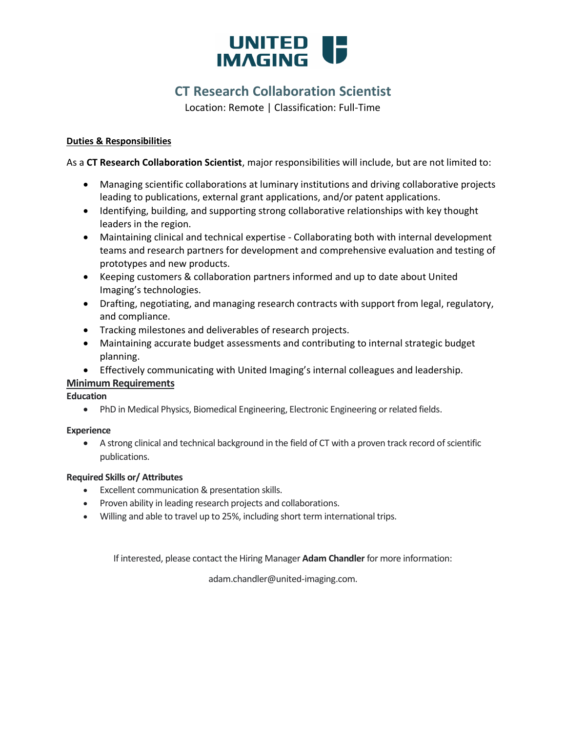UNITED IMAGING

# CT Research Collaboration Scientist

Location: Remote | Classification: Full-Time

**Duties & Responsibilities**

As a **CT Research Collaboration Scientist**, major responsibilities will include, but are not limited to:

- Managing scientific collaborations at luminary institutions and driving collaborative projects leading to publications, external grant applications, and/or patent applications.
- Identifying, building, and supporting strong collaborative relationships with key thought leaders in the region.
- Maintaining clinical and technical expertise - Collaborating both with internal development teams and research partners for development and comprehensive evaluation and testing of prototypes and new products.
- Keeping customers & collaboration partners informed and up to date about United Imaging's technologies.
- Drafting, negotiating, and managing research contracts with support from legal, regulatory, and compliance.
- Tracking milestones and deliverables of research projects.
- Maintaining accurate budget assessments and contributing to internal strategic budget planning.
- Effectively communicating with United Imaging's internal colleagues and leadership.

## Minimum Requirements

**Education**

- PhD in Medical Physics, Biomedical Engineering, Electronic Engineering or related fields.

**Experience**

- A strong clinical and technical background in the field of CT with a proven track record of scientific publications.

**Required Skills or/ Attributes**

- Excellent communication & presentation skills.
- Proven ability in leading research projects and collaborations.
- Willing and able to travel up to 25%, including short term international trips.

If interested, please contact the Hiring Manager **Adam Chandler** for more information:

adam.chandler@united-imaging.com.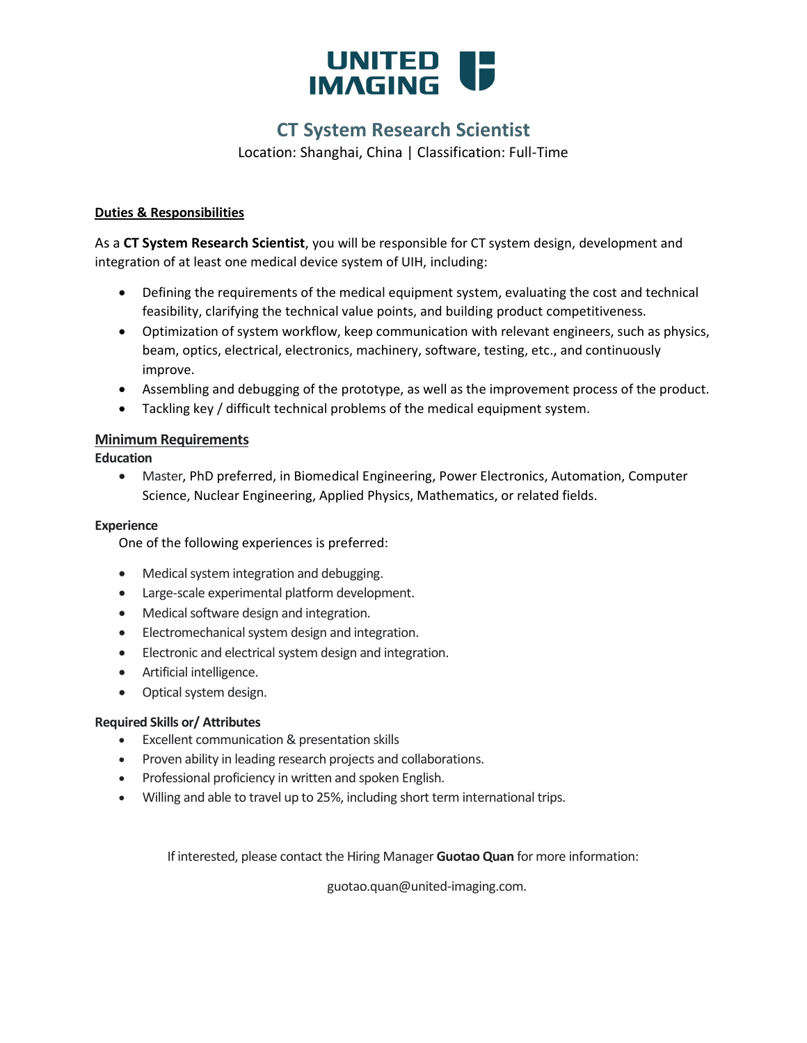# CT System Research Scientist

Location: Shanghai, China | Classification: Full-Time

## Duties & Responsibilities

As a **CT System Research Scientist**, you will be responsible for CT system design, development and integration of at least one medical device system of UIH, including:

- Defining the requirements of the medical equipment system, evaluating the cost and technical feasibility, clarifying the technical value points, and building product competitiveness.
- Optimization of system workflow, keep communication with relevant engineers, such as physics, beam, optics, electrical, electronics, machinery, software, testing, etc., and continuously improve.
- Assembling and debugging of the prototype, as well as the improvement process of the product.
- Tackling key / difficult technical problems of the medical equipment system.

## Minimum Requirements

**Education**

- Master, PhD preferred, in Biomedical Engineering, Power Electronics, Automation, Computer Science, Nuclear Engineering, Applied Physics, Mathematics, or related fields.

**Experience**

One of the following experiences is preferred:

- Medical system integration and debugging.
- Large-scale experimental platform development.
- Medical software design and integration.
- Electromechanical system design and integration.
- Electronic and electrical system design and integration.
- Artificial intelligence.
- Optical system design.

**Required Skills or/ Attributes**

- Excellent communication & presentation skills
- Proven ability in leading research projects and collaborations.
- Professional proficiency in written and spoken English.
- Willing and able to travel up to 25%, including short term international trips.

If interested, please contact the Hiring Manager **Guotao Quan** for more information:

guotao.quan@united-imaging.com.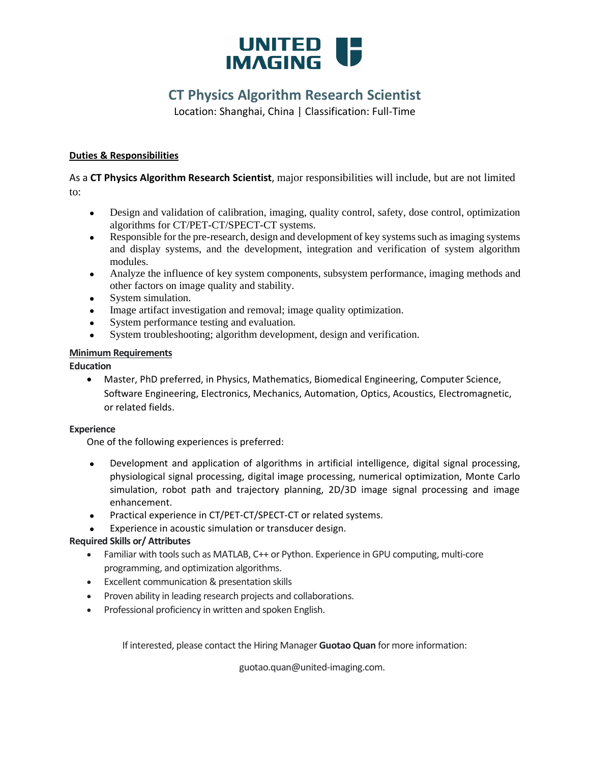UNITED IMAGING

# CT Physics Algorithm Research Scientist

Location: Shanghai, China | Classification: Full-Time

**Duties & Responsibilities**

As a **CT Physics Algorithm Research Scientist**, major responsibilities will include, but are not limited to:

- Design and validation of calibration, imaging, quality control, safety, dose control, optimization algorithms for CT/PET-CT/SPECT-CT systems.
- Responsible for the pre-research, design and development of key systems such as imaging systems and display systems, and the development, integration and verification of system algorithm modules.
- Analyze the influence of key system components, subsystem performance, imaging methods and other factors on image quality and stability.
- System simulation.
- Image artifact investigation and removal; image quality optimization.
- System performance testing and evaluation.
- System troubleshooting; algorithm development, design and verification.

**Minimum Requirements**

**Education**

- Master, PhD preferred, in Physics, Mathematics, Biomedical Engineering, Computer Science, Software Engineering, Electronics, Mechanics, Automation, Optics, Acoustics, Electromagnetic, or related fields.

**Experience**

One of the following experiences is preferred:

- Development and application of algorithms in artificial intelligence, digital signal processing, physiological signal processing, digital image processing, numerical optimization, Monte Carlo simulation, robot path and trajectory planning, 2D/3D image signal processing and image enhancement.
- Practical experience in CT/PET-CT/SPECT-CT or related systems.
- Experience in acoustic simulation or transducer design.

**Required Skills or/ Attributes**

- Familiar with tools such as MATLAB, C++ or Python. Experience in GPU computing, multi-core programming, and optimization algorithms.
- Excellent communication & presentation skills
- Proven ability in leading research projects and collaborations.
- Professional proficiency in written and spoken English.

If interested, please contact the Hiring Manager **Guotao Quan** for more information:

guotao.quan@united-imaging.com.